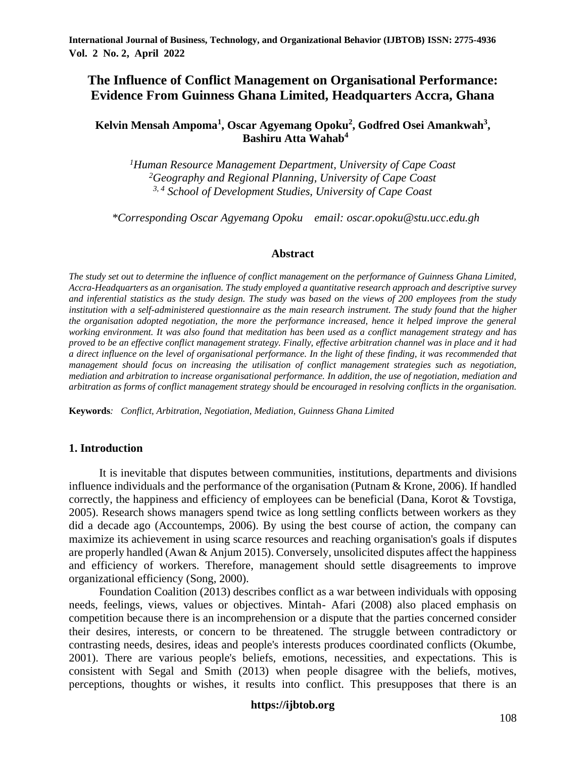# The Influence of Conflict Management on Organisational Performance: Evidence From Guinness Ghana Limited, Headquarters Accra, Ghana

**Kelvin Mensah Ampoma[1], Oscar Agyemang Opoku[2], Godfred Osei Amankwah[3], Bashiru Atta Wahab[4]**

*[1]Human Resource Management Department, University of Cape Coast*
*[2]Geography and Regional Planning, University of Cape Coast*
*[3, 4] School of Development Studies, University of Cape Coast*

*\*Corresponding Oscar Agyemang Opoku email: oscar.opoku@stu.ucc.edu.gh*

## Abstract

*The study set out to determine the influence of conflict management on the performance of Guinness Ghana Limited, Accra-Headquarters as an organisation. The study employed a quantitative research approach and descriptive survey and inferential statistics as the study design. The study was based on the views of 200 employees from the study institution with a self-administered questionnaire as the main research instrument. The study found that the higher the organisation adopted negotiation, the more the performance increased, hence it helped improve the general working environment. It was also found that meditation has been used as a conflict management strategy and has proved to be an effective conflict management strategy. Finally, effective arbitration channel was in place and it had a direct influence on the level of organisational performance. In the light of these finding, it was recommended that management should focus on increasing the utilisation of conflict management strategies such as negotiation, mediation and arbitration to increase organisational performance. In addition, the use of negotiation, mediation and arbitration as forms of conflict management strategy should be encouraged in resolving conflicts in the organisation.*

**Keywords***:* *Conflict, Arbitration, Negotiation, Mediation, Guinness Ghana Limited*

## 1. Introduction

It is inevitable that disputes between communities, institutions, departments and divisions influence individuals and the performance of the organisation (Putnam & Krone, 2006). If handled correctly, the happiness and efficiency of employees can be beneficial (Dana, Korot & Tovstiga, 2005). Research shows managers spend twice as long settling conflicts between workers as they did a decade ago (Accountemps, 2006). By using the best course of action, the company can maximize its achievement in using scarce resources and reaching organisation's goals if disputes are properly handled (Awan & Anjum 2015). Conversely, unsolicited disputes affect the happiness and efficiency of workers. Therefore, management should settle disagreements to improve organizational efficiency (Song, 2000).

Foundation Coalition (2013) describes conflict as a war between individuals with opposing needs, feelings, views, values or objectives. Mintah- Afari (2008) also placed emphasis on competition because there is an incomprehension or a dispute that the parties concerned consider their desires, interests, or concern to be threatened. The struggle between contradictory or contrasting needs, desires, ideas and people's interests produces coordinated conflicts (Okumbe, 2001). There are various people's beliefs, emotions, necessities, and expectations. This is consistent with Segal and Smith (2013) when people disagree with the beliefs, motives, perceptions, thoughts or wishes, it results into conflict. This presupposes that there is an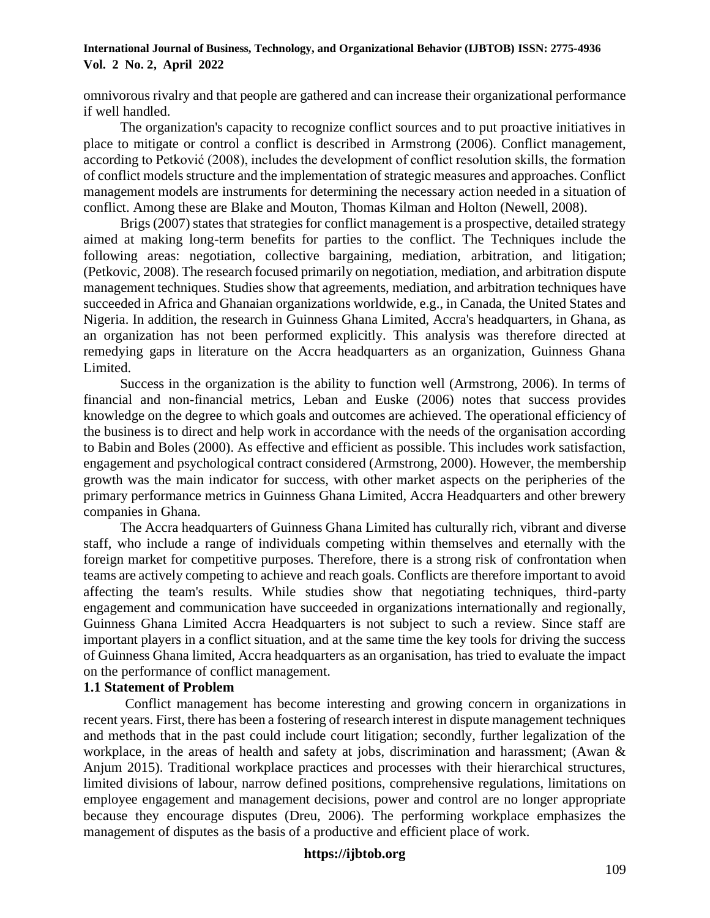omnivorous rivalry and that people are gathered and can increase their organizational performance if well handled.

The organization's capacity to recognize conflict sources and to put proactive initiatives in place to mitigate or control a conflict is described in Armstrong (2006). Conflict management, according to Petković (2008), includes the development of conflict resolution skills, the formation of conflict models structure and the implementation of strategic measures and approaches. Conflict management models are instruments for determining the necessary action needed in a situation of conflict. Among these are Blake and Mouton, Thomas Kilman and Holton (Newell, 2008).

Brigs (2007) states that strategies for conflict management is a prospective, detailed strategy aimed at making long-term benefits for parties to the conflict. The Techniques include the following areas: negotiation, collective bargaining, mediation, arbitration, and litigation; (Petkovic, 2008). The research focused primarily on negotiation, mediation, and arbitration dispute management techniques. Studies show that agreements, mediation, and arbitration techniques have succeeded in Africa and Ghanaian organizations worldwide, e.g., in Canada, the United States and Nigeria. In addition, the research in Guinness Ghana Limited, Accra's headquarters, in Ghana, as an organization has not been performed explicitly. This analysis was therefore directed at remedying gaps in literature on the Accra headquarters as an organization, Guinness Ghana Limited.

Success in the organization is the ability to function well (Armstrong, 2006). In terms of financial and non-financial metrics, Leban and Euske (2006) notes that success provides knowledge on the degree to which goals and outcomes are achieved. The operational efficiency of the business is to direct and help work in accordance with the needs of the organisation according to Babin and Boles (2000). As effective and efficient as possible. This includes work satisfaction, engagement and psychological contract considered (Armstrong, 2000). However, the membership growth was the main indicator for success, with other market aspects on the peripheries of the primary performance metrics in Guinness Ghana Limited, Accra Headquarters and other brewery companies in Ghana.

The Accra headquarters of Guinness Ghana Limited has culturally rich, vibrant and diverse staff, who include a range of individuals competing within themselves and eternally with the foreign market for competitive purposes. Therefore, there is a strong risk of confrontation when teams are actively competing to achieve and reach goals. Conflicts are therefore important to avoid affecting the team's results. While studies show that negotiating techniques, third-party engagement and communication have succeeded in organizations internationally and regionally, Guinness Ghana Limited Accra Headquarters is not subject to such a review. Since staff are important players in a conflict situation, and at the same time the key tools for driving the success of Guinness Ghana limited, Accra headquarters as an organisation, has tried to evaluate the impact on the performance of conflict management.

### 1.1 Statement of Problem

Conflict management has become interesting and growing concern in organizations in recent years. First, there has been a fostering of research interest in dispute management techniques and methods that in the past could include court litigation; secondly, further legalization of the workplace, in the areas of health and safety at jobs, discrimination and harassment; (Awan & Anjum 2015). Traditional workplace practices and processes with their hierarchical structures, limited divisions of labour, narrow defined positions, comprehensive regulations, limitations on employee engagement and management decisions, power and control are no longer appropriate because they encourage disputes (Dreu, 2006). The performing workplace emphasizes the management of disputes as the basis of a productive and efficient place of work.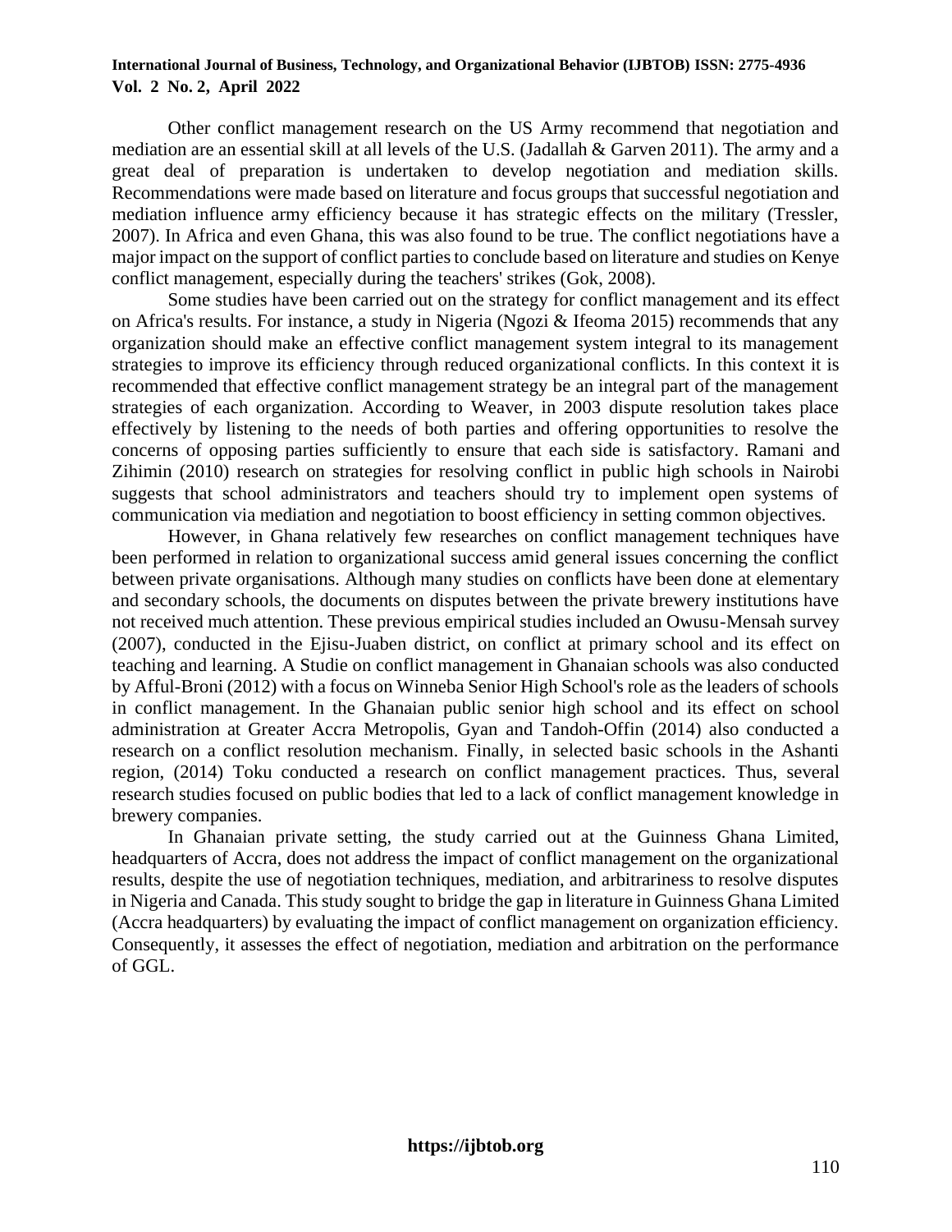Other conflict management research on the US Army recommend that negotiation and mediation are an essential skill at all levels of the U.S. (Jadallah & Garven 2011). The army and a great deal of preparation is undertaken to develop negotiation and mediation skills. Recommendations were made based on literature and focus groups that successful negotiation and mediation influence army efficiency because it has strategic effects on the military (Tressler, 2007). In Africa and even Ghana, this was also found to be true. The conflict negotiations have a major impact on the support of conflict parties to conclude based on literature and studies on Kenye conflict management, especially during the teachers' strikes (Gok, 2008).

Some studies have been carried out on the strategy for conflict management and its effect on Africa's results. For instance, a study in Nigeria (Ngozi & Ifeoma 2015) recommends that any organization should make an effective conflict management system integral to its management strategies to improve its efficiency through reduced organizational conflicts. In this context it is recommended that effective conflict management strategy be an integral part of the management strategies of each organization. According to Weaver, in 2003 dispute resolution takes place effectively by listening to the needs of both parties and offering opportunities to resolve the concerns of opposing parties sufficiently to ensure that each side is satisfactory. Ramani and Zihimin (2010) research on strategies for resolving conflict in public high schools in Nairobi suggests that school administrators and teachers should try to implement open systems of communication via mediation and negotiation to boost efficiency in setting common objectives.

However, in Ghana relatively few researches on conflict management techniques have been performed in relation to organizational success amid general issues concerning the conflict between private organisations. Although many studies on conflicts have been done at elementary and secondary schools, the documents on disputes between the private brewery institutions have not received much attention. These previous empirical studies included an Owusu-Mensah survey (2007), conducted in the Ejisu-Juaben district, on conflict at primary school and its effect on teaching and learning. A Studie on conflict management in Ghanaian schools was also conducted by Afful-Broni (2012) with a focus on Winneba Senior High School's role as the leaders of schools in conflict management. In the Ghanaian public senior high school and its effect on school administration at Greater Accra Metropolis, Gyan and Tandoh-Offin (2014) also conducted a research on a conflict resolution mechanism. Finally, in selected basic schools in the Ashanti region, (2014) Toku conducted a research on conflict management practices. Thus, several research studies focused on public bodies that led to a lack of conflict management knowledge in brewery companies.

In Ghanaian private setting, the study carried out at the Guinness Ghana Limited, headquarters of Accra, does not address the impact of conflict management on the organizational results, despite the use of negotiation techniques, mediation, and arbitrariness to resolve disputes in Nigeria and Canada. This study sought to bridge the gap in literature in Guinness Ghana Limited (Accra headquarters) by evaluating the impact of conflict management on organization efficiency. Consequently, it assesses the effect of negotiation, mediation and arbitration on the performance of GGL.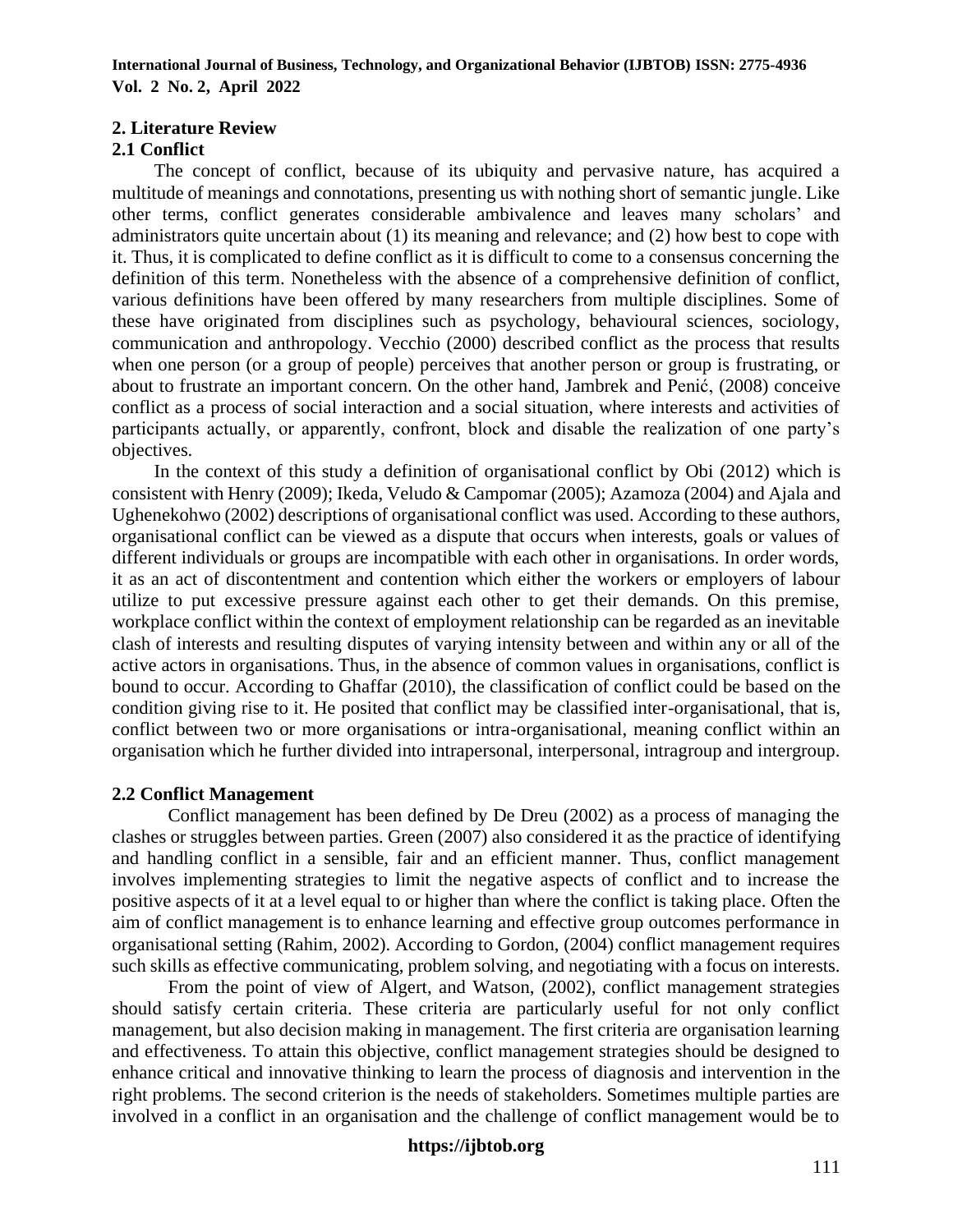## 2. Literature Review

### 2.1 Conflict

The concept of conflict, because of its ubiquity and pervasive nature, has acquired a multitude of meanings and connotations, presenting us with nothing short of semantic jungle. Like other terms, conflict generates considerable ambivalence and leaves many scholars' and administrators quite uncertain about (1) its meaning and relevance; and (2) how best to cope with it. Thus, it is complicated to define conflict as it is difficult to come to a consensus concerning the definition of this term. Nonetheless with the absence of a comprehensive definition of conflict, various definitions have been offered by many researchers from multiple disciplines. Some of these have originated from disciplines such as psychology, behavioural sciences, sociology, communication and anthropology. Vecchio (2000) described conflict as the process that results when one person (or a group of people) perceives that another person or group is frustrating, or about to frustrate an important concern. On the other hand, Jambrek and Penić, (2008) conceive conflict as a process of social interaction and a social situation, where interests and activities of participants actually, or apparently, confront, block and disable the realization of one party's objectives.

In the context of this study a definition of organisational conflict by Obi (2012) which is consistent with Henry (2009); Ikeda, Veludo & Campomar (2005); Azamoza (2004) and Ajala and Ughenekohwo (2002) descriptions of organisational conflict was used. According to these authors, organisational conflict can be viewed as a dispute that occurs when interests, goals or values of different individuals or groups are incompatible with each other in organisations. In order words, it as an act of discontentment and contention which either the workers or employers of labour utilize to put excessive pressure against each other to get their demands. On this premise, workplace conflict within the context of employment relationship can be regarded as an inevitable clash of interests and resulting disputes of varying intensity between and within any or all of the active actors in organisations. Thus, in the absence of common values in organisations, conflict is bound to occur. According to Ghaffar (2010), the classification of conflict could be based on the condition giving rise to it. He posited that conflict may be classified inter-organisational, that is, conflict between two or more organisations or intra-organisational, meaning conflict within an organisation which he further divided into intrapersonal, interpersonal, intragroup and intergroup.

### 2.2 Conflict Management

Conflict management has been defined by De Dreu (2002) as a process of managing the clashes or struggles between parties. Green (2007) also considered it as the practice of identifying and handling conflict in a sensible, fair and an efficient manner. Thus, conflict management involves implementing strategies to limit the negative aspects of conflict and to increase the positive aspects of it at a level equal to or higher than where the conflict is taking place. Often the aim of conflict management is to enhance learning and effective group outcomes performance in organisational setting (Rahim, 2002). According to Gordon, (2004) conflict management requires such skills as effective communicating, problem solving, and negotiating with a focus on interests.

From the point of view of Algert, and Watson, (2002), conflict management strategies should satisfy certain criteria. These criteria are particularly useful for not only conflict management, but also decision making in management. The first criteria are organisation learning and effectiveness. To attain this objective, conflict management strategies should be designed to enhance critical and innovative thinking to learn the process of diagnosis and intervention in the right problems. The second criterion is the needs of stakeholders. Sometimes multiple parties are involved in a conflict in an organisation and the challenge of conflict management would be to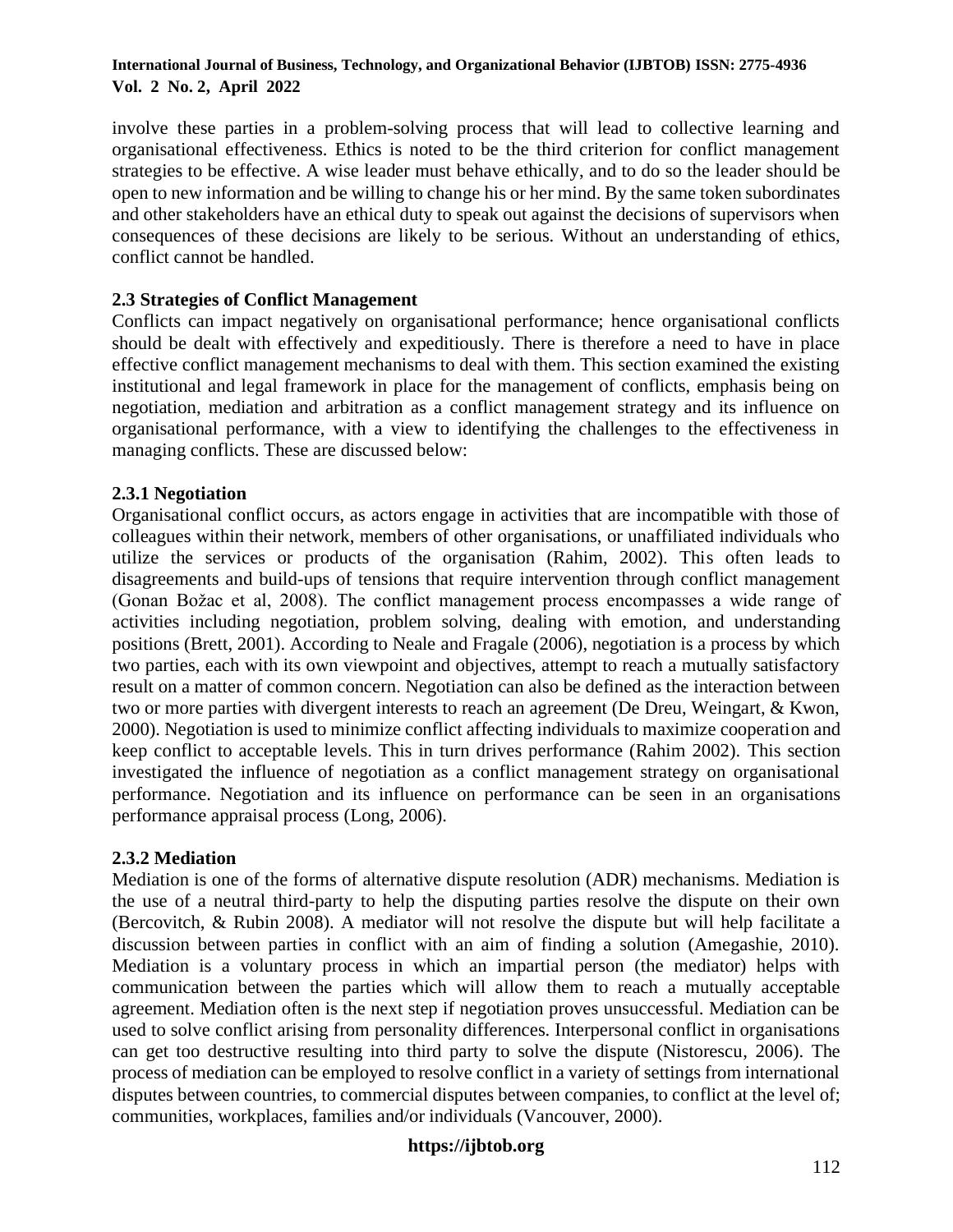involve these parties in a problem-solving process that will lead to collective learning and organisational effectiveness. Ethics is noted to be the third criterion for conflict management strategies to be effective. A wise leader must behave ethically, and to do so the leader should be open to new information and be willing to change his or her mind. By the same token subordinates and other stakeholders have an ethical duty to speak out against the decisions of supervisors when consequences of these decisions are likely to be serious. Without an understanding of ethics, conflict cannot be handled.

### 2.3 Strategies of Conflict Management

Conflicts can impact negatively on organisational performance; hence organisational conflicts should be dealt with effectively and expeditiously. There is therefore a need to have in place effective conflict management mechanisms to deal with them. This section examined the existing institutional and legal framework in place for the management of conflicts, emphasis being on negotiation, mediation and arbitration as a conflict management strategy and its influence on organisational performance, with a view to identifying the challenges to the effectiveness in managing conflicts. These are discussed below:

#### 2.3.1 Negotiation

Organisational conflict occurs, as actors engage in activities that are incompatible with those of colleagues within their network, members of other organisations, or unaffiliated individuals who utilize the services or products of the organisation (Rahim, 2002). This often leads to disagreements and build-ups of tensions that require intervention through conflict management (Gonan Božac et al, 2008). The conflict management process encompasses a wide range of activities including negotiation, problem solving, dealing with emotion, and understanding positions (Brett, 2001). According to Neale and Fragale (2006), negotiation is a process by which two parties, each with its own viewpoint and objectives, attempt to reach a mutually satisfactory result on a matter of common concern. Negotiation can also be defined as the interaction between two or more parties with divergent interests to reach an agreement (De Dreu, Weingart, & Kwon, 2000). Negotiation is used to minimize conflict affecting individuals to maximize cooperation and keep conflict to acceptable levels. This in turn drives performance (Rahim 2002). This section investigated the influence of negotiation as a conflict management strategy on organisational performance. Negotiation and its influence on performance can be seen in an organisations performance appraisal process (Long, 2006).

#### 2.3.2 Mediation

Mediation is one of the forms of alternative dispute resolution (ADR) mechanisms. Mediation is the use of a neutral third-party to help the disputing parties resolve the dispute on their own (Bercovitch, & Rubin 2008). A mediator will not resolve the dispute but will help facilitate a discussion between parties in conflict with an aim of finding a solution (Amegashie, 2010). Mediation is a voluntary process in which an impartial person (the mediator) helps with communication between the parties which will allow them to reach a mutually acceptable agreement. Mediation often is the next step if negotiation proves unsuccessful. Mediation can be used to solve conflict arising from personality differences. Interpersonal conflict in organisations can get too destructive resulting into third party to solve the dispute (Nistorescu, 2006). The process of mediation can be employed to resolve conflict in a variety of settings from international disputes between countries, to commercial disputes between companies, to conflict at the level of; communities, workplaces, families and/or individuals (Vancouver, 2000).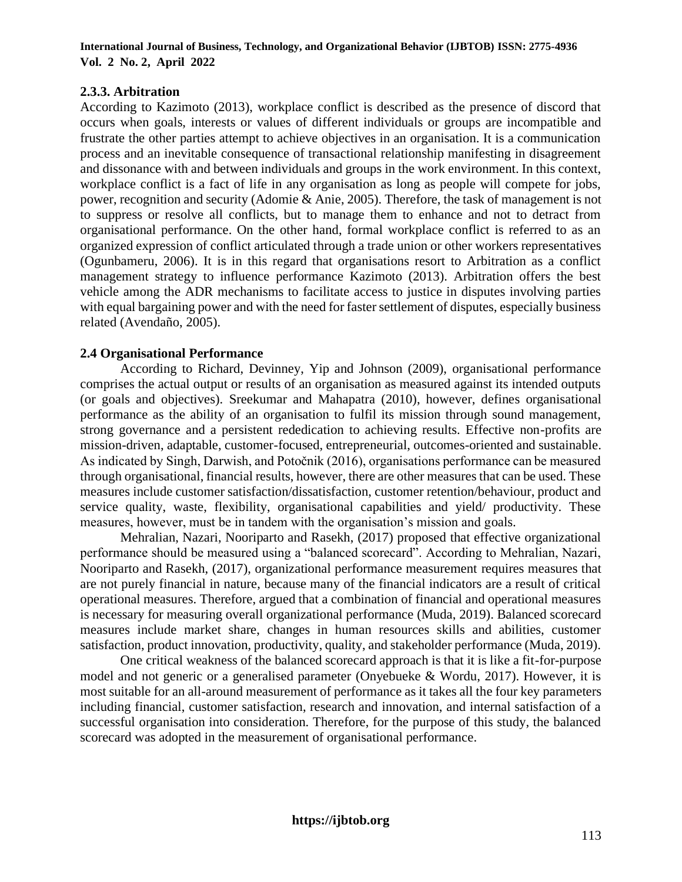### 2.3.3. Arbitration

According to Kazimoto (2013), workplace conflict is described as the presence of discord that occurs when goals, interests or values of different individuals or groups are incompatible and frustrate the other parties attempt to achieve objectives in an organisation. It is a communication process and an inevitable consequence of transactional relationship manifesting in disagreement and dissonance with and between individuals and groups in the work environment. In this context, workplace conflict is a fact of life in any organisation as long as people will compete for jobs, power, recognition and security (Adomie & Anie, 2005). Therefore, the task of management is not to suppress or resolve all conflicts, but to manage them to enhance and not to detract from organisational performance. On the other hand, formal workplace conflict is referred to as an organized expression of conflict articulated through a trade union or other workers representatives (Ogunbameru, 2006). It is in this regard that organisations resort to Arbitration as a conflict management strategy to influence performance Kazimoto (2013). Arbitration offers the best vehicle among the ADR mechanisms to facilitate access to justice in disputes involving parties with equal bargaining power and with the need for faster settlement of disputes, especially business related (Avendaño, 2005).

### 2.4 Organisational Performance

According to Richard, Devinney, Yip and Johnson (2009), organisational performance comprises the actual output or results of an organisation as measured against its intended outputs (or goals and objectives). Sreekumar and Mahapatra (2010), however, defines organisational performance as the ability of an organisation to fulfil its mission through sound management, strong governance and a persistent rededication to achieving results. Effective non-profits are mission-driven, adaptable, customer-focused, entrepreneurial, outcomes-oriented and sustainable. As indicated by Singh, Darwish, and Potočnik (2016), organisations performance can be measured through organisational, financial results, however, there are other measures that can be used. These measures include customer satisfaction/dissatisfaction, customer retention/behaviour, product and service quality, waste, flexibility, organisational capabilities and yield/ productivity. These measures, however, must be in tandem with the organisation's mission and goals.

Mehralian, Nazari, Nooriparto and Rasekh, (2017) proposed that effective organizational performance should be measured using a "balanced scorecard". According to Mehralian, Nazari, Nooriparto and Rasekh, (2017), organizational performance measurement requires measures that are not purely financial in nature, because many of the financial indicators are a result of critical operational measures. Therefore, argued that a combination of financial and operational measures is necessary for measuring overall organizational performance (Muda, 2019). Balanced scorecard measures include market share, changes in human resources skills and abilities, customer satisfaction, product innovation, productivity, quality, and stakeholder performance (Muda, 2019).

One critical weakness of the balanced scorecard approach is that it is like a fit-for-purpose model and not generic or a generalised parameter (Onyebueke & Wordu, 2017). However, it is most suitable for an all-around measurement of performance as it takes all the four key parameters including financial, customer satisfaction, research and innovation, and internal satisfaction of a successful organisation into consideration. Therefore, for the purpose of this study, the balanced scorecard was adopted in the measurement of organisational performance.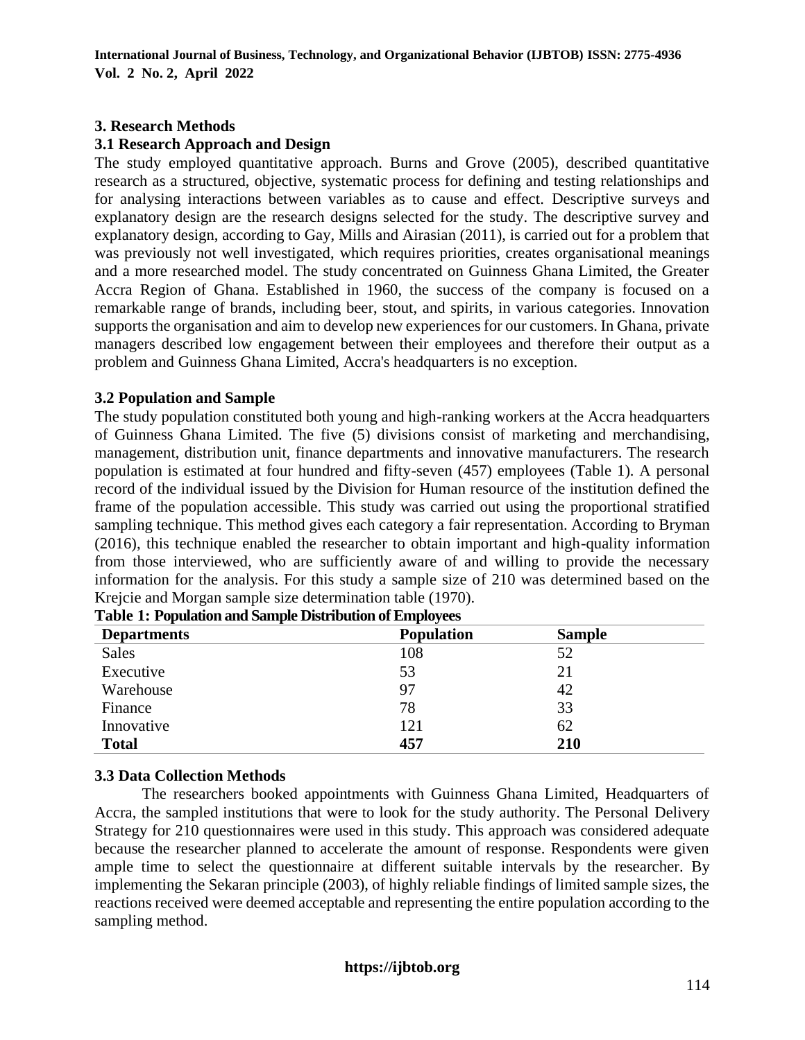## 3. Research Methods

### 3.1 Research Approach and Design

The study employed quantitative approach. Burns and Grove (2005), described quantitative research as a structured, objective, systematic process for defining and testing relationships and for analysing interactions between variables as to cause and effect. Descriptive surveys and explanatory design are the research designs selected for the study. The descriptive survey and explanatory design, according to Gay, Mills and Airasian (2011), is carried out for a problem that was previously not well investigated, which requires priorities, creates organisational meanings and a more researched model. The study concentrated on Guinness Ghana Limited, the Greater Accra Region of Ghana. Established in 1960, the success of the company is focused on a remarkable range of brands, including beer, stout, and spirits, in various categories. Innovation supports the organisation and aim to develop new experiences for our customers. In Ghana, private managers described low engagement between their employees and therefore their output as a problem and Guinness Ghana Limited, Accra's headquarters is no exception.

### 3.2 Population and Sample

The study population constituted both young and high-ranking workers at the Accra headquarters of Guinness Ghana Limited. The five (5) divisions consist of marketing and merchandising, management, distribution unit, finance departments and innovative manufacturers. The research population is estimated at four hundred and fifty-seven (457) employees (Table 1). A personal record of the individual issued by the Division for Human resource of the institution defined the frame of the population accessible. This study was carried out using the proportional stratified sampling technique. This method gives each category a fair representation. According to Bryman (2016), this technique enabled the researcher to obtain important and high-quality information from those interviewed, who are sufficiently aware of and willing to provide the necessary information for the analysis. For this study a sample size of 210 was determined based on the Krejcie and Morgan sample size determination table (1970).

**Table 1: Population and Sample Distribution of Employees**

| Departments | Population | Sample |
|---|---|---|
| Sales | 108 | 52 |
| Executive | 53 | 21 |
| Warehouse | 97 | 42 |
| Finance | 78 | 33 |
| Innovative | 121 | 62 |
| **Total** | **457** | **210** |

### 3.3 Data Collection Methods

The researchers booked appointments with Guinness Ghana Limited, Headquarters of Accra, the sampled institutions that were to look for the study authority. The Personal Delivery Strategy for 210 questionnaires were used in this study. This approach was considered adequate because the researcher planned to accelerate the amount of response. Respondents were given ample time to select the questionnaire at different suitable intervals by the researcher. By implementing the Sekaran principle (2003), of highly reliable findings of limited sample sizes, the reactions received were deemed acceptable and representing the entire population according to the sampling method.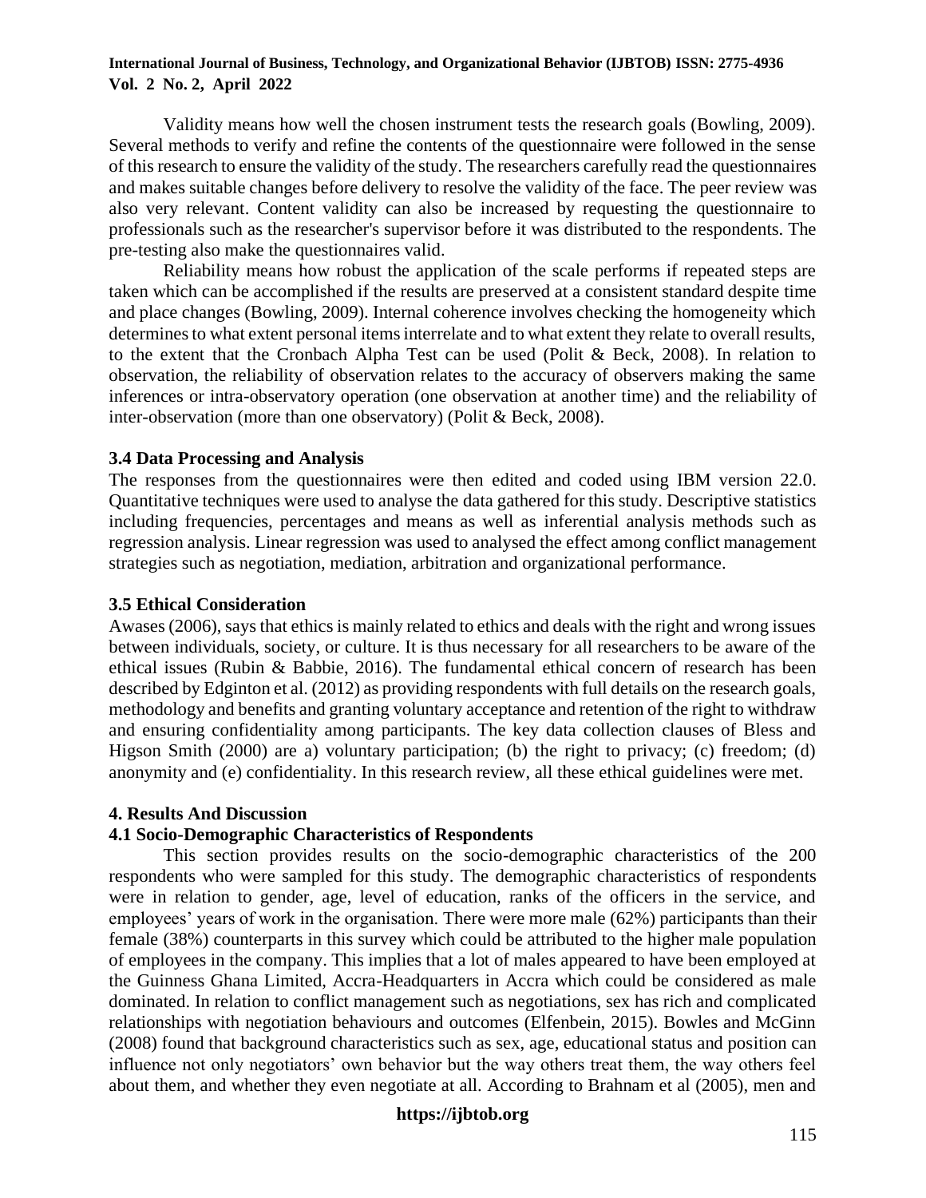Validity means how well the chosen instrument tests the research goals (Bowling, 2009). Several methods to verify and refine the contents of the questionnaire were followed in the sense of this research to ensure the validity of the study. The researchers carefully read the questionnaires and makes suitable changes before delivery to resolve the validity of the face. The peer review was also very relevant. Content validity can also be increased by requesting the questionnaire to professionals such as the researcher's supervisor before it was distributed to the respondents. The pre-testing also make the questionnaires valid.

Reliability means how robust the application of the scale performs if repeated steps are taken which can be accomplished if the results are preserved at a consistent standard despite time and place changes (Bowling, 2009). Internal coherence involves checking the homogeneity which determines to what extent personal items interrelate and to what extent they relate to overall results, to the extent that the Cronbach Alpha Test can be used (Polit & Beck, 2008). In relation to observation, the reliability of observation relates to the accuracy of observers making the same inferences or intra-observatory operation (one observation at another time) and the reliability of inter-observation (more than one observatory) (Polit & Beck, 2008).

### 3.4 Data Processing and Analysis

The responses from the questionnaires were then edited and coded using IBM version 22.0. Quantitative techniques were used to analyse the data gathered for this study. Descriptive statistics including frequencies, percentages and means as well as inferential analysis methods such as regression analysis. Linear regression was used to analysed the effect among conflict management strategies such as negotiation, mediation, arbitration and organizational performance.

### 3.5 Ethical Consideration

Awases (2006), says that ethics is mainly related to ethics and deals with the right and wrong issues between individuals, society, or culture. It is thus necessary for all researchers to be aware of the ethical issues (Rubin & Babbie, 2016). The fundamental ethical concern of research has been described by Edginton et al. (2012) as providing respondents with full details on the research goals, methodology and benefits and granting voluntary acceptance and retention of the right to withdraw and ensuring confidentiality among participants. The key data collection clauses of Bless and Higson Smith (2000) are a) voluntary participation; (b) the right to privacy; (c) freedom; (d) anonymity and (e) confidentiality. In this research review, all these ethical guidelines were met.

## 4. Results And Discussion

### 4.1 Socio-Demographic Characteristics of Respondents

This section provides results on the socio-demographic characteristics of the 200 respondents who were sampled for this study. The demographic characteristics of respondents were in relation to gender, age, level of education, ranks of the officers in the service, and employees' years of work in the organisation. There were more male (62%) participants than their female (38%) counterparts in this survey which could be attributed to the higher male population of employees in the company. This implies that a lot of males appeared to have been employed at the Guinness Ghana Limited, Accra-Headquarters in Accra which could be considered as male dominated. In relation to conflict management such as negotiations, sex has rich and complicated relationships with negotiation behaviours and outcomes (Elfenbein, 2015). Bowles and McGinn (2008) found that background characteristics such as sex, age, educational status and position can influence not only negotiators' own behavior but the way others treat them, the way others feel about them, and whether they even negotiate at all. According to Brahnam et al (2005), men and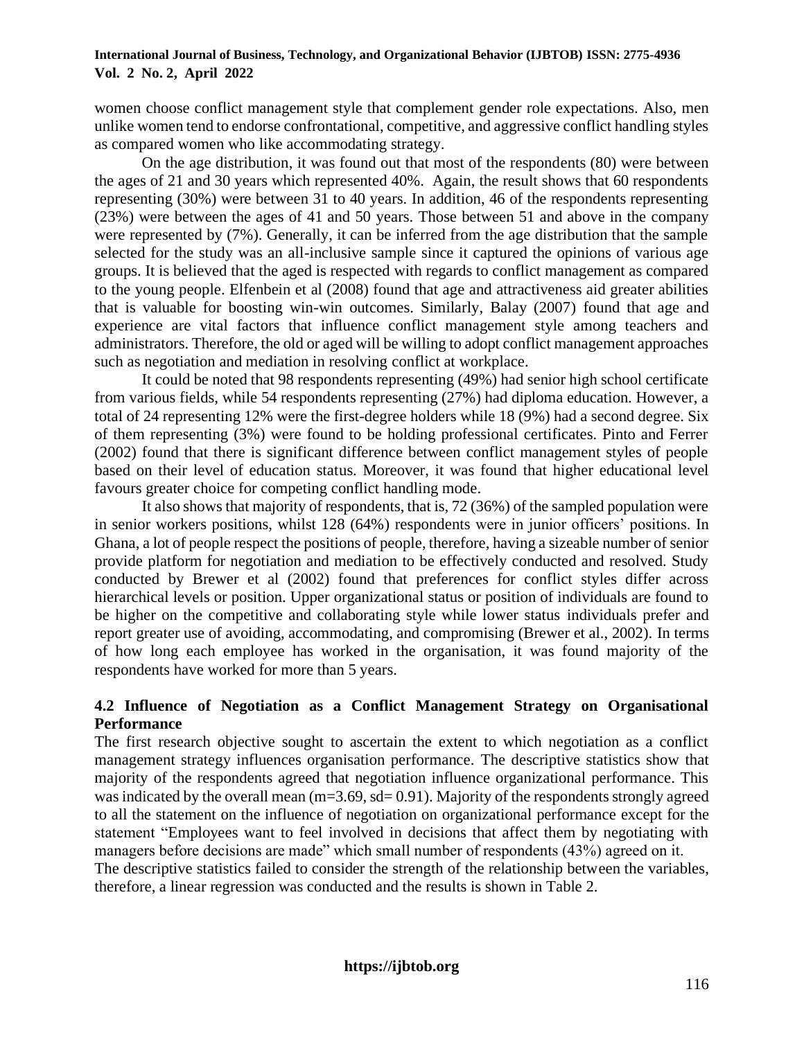women choose conflict management style that complement gender role expectations. Also, men unlike women tend to endorse confrontational, competitive, and aggressive conflict handling styles as compared women who like accommodating strategy.

On the age distribution, it was found out that most of the respondents (80) were between the ages of 21 and 30 years which represented 40%. Again, the result shows that 60 respondents representing (30%) were between 31 to 40 years. In addition, 46 of the respondents representing (23%) were between the ages of 41 and 50 years. Those between 51 and above in the company were represented by (7%). Generally, it can be inferred from the age distribution that the sample selected for the study was an all-inclusive sample since it captured the opinions of various age groups. It is believed that the aged is respected with regards to conflict management as compared to the young people. Elfenbein et al (2008) found that age and attractiveness aid greater abilities that is valuable for boosting win-win outcomes. Similarly, Balay (2007) found that age and experience are vital factors that influence conflict management style among teachers and administrators. Therefore, the old or aged will be willing to adopt conflict management approaches such as negotiation and mediation in resolving conflict at workplace.

It could be noted that 98 respondents representing (49%) had senior high school certificate from various fields, while 54 respondents representing (27%) had diploma education. However, a total of 24 representing 12% were the first-degree holders while 18 (9%) had a second degree. Six of them representing (3%) were found to be holding professional certificates. Pinto and Ferrer (2002) found that there is significant difference between conflict management styles of people based on their level of education status. Moreover, it was found that higher educational level favours greater choice for competing conflict handling mode.

It also shows that majority of respondents, that is, 72 (36%) of the sampled population were in senior workers positions, whilst 128 (64%) respondents were in junior officers' positions. In Ghana, a lot of people respect the positions of people, therefore, having a sizeable number of senior provide platform for negotiation and mediation to be effectively conducted and resolved. Study conducted by Brewer et al (2002) found that preferences for conflict styles differ across hierarchical levels or position. Upper organizational status or position of individuals are found to be higher on the competitive and collaborating style while lower status individuals prefer and report greater use of avoiding, accommodating, and compromising (Brewer et al., 2002). In terms of how long each employee has worked in the organisation, it was found majority of the respondents have worked for more than 5 years.

### 4.2 Influence of Negotiation as a Conflict Management Strategy on Organisational Performance

The first research objective sought to ascertain the extent to which negotiation as a conflict management strategy influences organisation performance. The descriptive statistics show that majority of the respondents agreed that negotiation influence organizational performance. This was indicated by the overall mean (m=3.69, sd= 0.91). Majority of the respondents strongly agreed to all the statement on the influence of negotiation on organizational performance except for the statement "Employees want to feel involved in decisions that affect them by negotiating with managers before decisions are made" which small number of respondents (43%) agreed on it.

The descriptive statistics failed to consider the strength of the relationship between the variables, therefore, a linear regression was conducted and the results is shown in Table 2.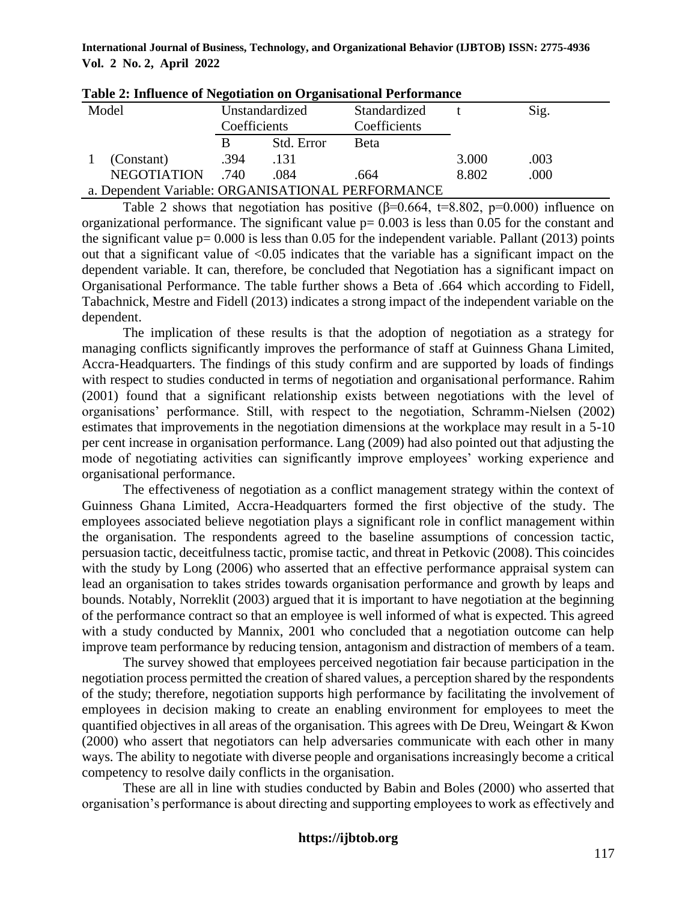**Table 2: Influence of Negotiation on Organisational Performance**

| Model | | Unstandardized Coefficients | | Standardized Coefficients | t | Sig. |
|---|---|---|---|---|---|---|
| | | B | Std. Error | Beta | | |
| 1 | (Constant) | .394 | .131 | | 3.000 | .003 |
| | NEGOTIATION | .740 | .084 | .664 | 8.802 | .000 |

a. Dependent Variable: ORGANISATIONAL PERFORMANCE

Table 2 shows that negotiation has positive ($\beta=0.664$, $t=8.802$, $p=0.000$) influence on organizational performance. The significant value $p= 0.003$ is less than 0.05 for the constant and the significant value $p= 0.000$ is less than 0.05 for the independent variable. Pallant (2013) points out that a significant value of $<0.05$ indicates that the variable has a significant impact on the dependent variable. It can, therefore, be concluded that Negotiation has a significant impact on Organisational Performance. The table further shows a Beta of .664 which according to Fidell, Tabachnick, Mestre and Fidell (2013) indicates a strong impact of the independent variable on the dependent.

The implication of these results is that the adoption of negotiation as a strategy for managing conflicts significantly improves the performance of staff at Guinness Ghana Limited, Accra-Headquarters. The findings of this study confirm and are supported by loads of findings with respect to studies conducted in terms of negotiation and organisational performance. Rahim (2001) found that a significant relationship exists between negotiations with the level of organisations' performance. Still, with respect to the negotiation, Schramm-Nielsen (2002) estimates that improvements in the negotiation dimensions at the workplace may result in a 5-10 per cent increase in organisation performance. Lang (2009) had also pointed out that adjusting the mode of negotiating activities can significantly improve employees' working experience and organisational performance.

The effectiveness of negotiation as a conflict management strategy within the context of Guinness Ghana Limited, Accra-Headquarters formed the first objective of the study. The employees associated believe negotiation plays a significant role in conflict management within the organisation. The respondents agreed to the baseline assumptions of concession tactic, persuasion tactic, deceitfulness tactic, promise tactic, and threat in Petkovic (2008). This coincides with the study by Long (2006) who asserted that an effective performance appraisal system can lead an organisation to takes strides towards organisation performance and growth by leaps and bounds. Notably, Norreklit (2003) argued that it is important to have negotiation at the beginning of the performance contract so that an employee is well informed of what is expected. This agreed with a study conducted by Mannix, 2001 who concluded that a negotiation outcome can help improve team performance by reducing tension, antagonism and distraction of members of a team.

The survey showed that employees perceived negotiation fair because participation in the negotiation process permitted the creation of shared values, a perception shared by the respondents of the study; therefore, negotiation supports high performance by facilitating the involvement of employees in decision making to create an enabling environment for employees to meet the quantified objectives in all areas of the organisation. This agrees with De Dreu, Weingart & Kwon (2000) who assert that negotiators can help adversaries communicate with each other in many ways. The ability to negotiate with diverse people and organisations increasingly become a critical competency to resolve daily conflicts in the organisation.

These are all in line with studies conducted by Babin and Boles (2000) who asserted that organisation's performance is about directing and supporting employees to work as effectively and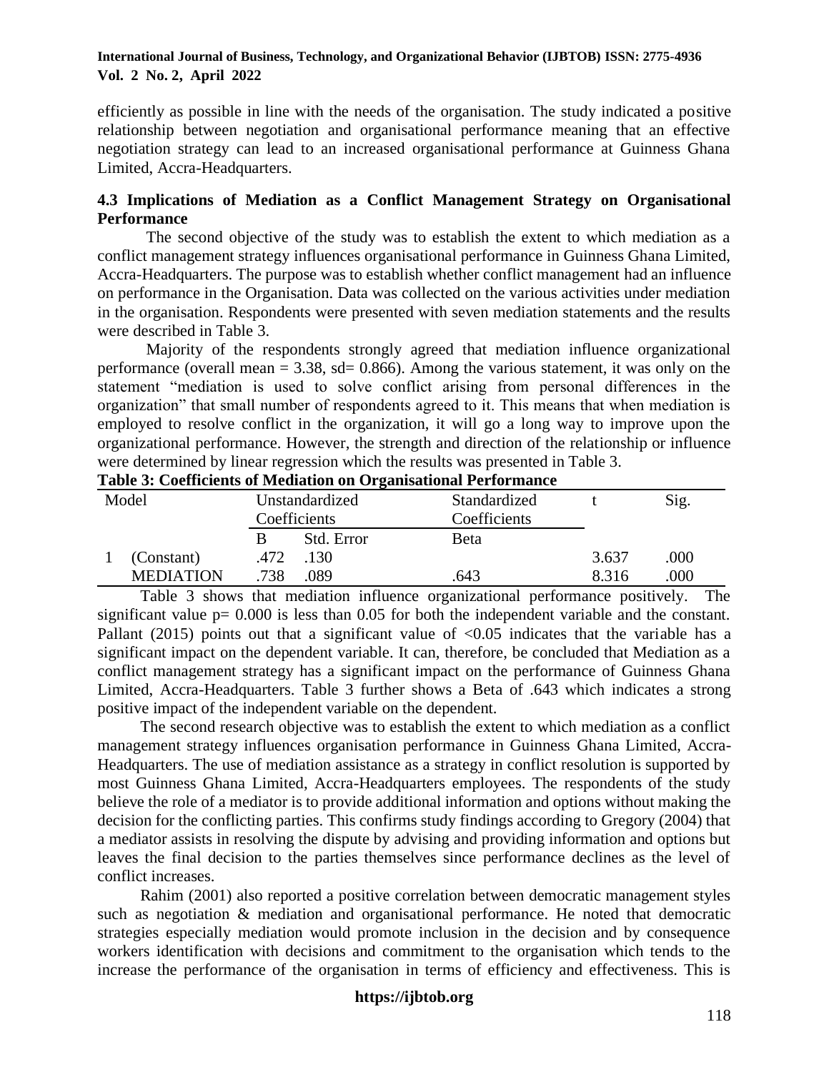efficiently as possible in line with the needs of the organisation. The study indicated a positive relationship between negotiation and organisational performance meaning that an effective negotiation strategy can lead to an increased organisational performance at Guinness Ghana Limited, Accra-Headquarters.

### 4.3 Implications of Mediation as a Conflict Management Strategy on Organisational Performance

The second objective of the study was to establish the extent to which mediation as a conflict management strategy influences organisational performance in Guinness Ghana Limited, Accra-Headquarters. The purpose was to establish whether conflict management had an influence on performance in the Organisation. Data was collected on the various activities under mediation in the organisation. Respondents were presented with seven mediation statements and the results were described in Table 3.

Majority of the respondents strongly agreed that mediation influence organizational performance (overall mean = 3.38, sd= 0.866). Among the various statement, it was only on the statement "mediation is used to solve conflict arising from personal differences in the organization" that small number of respondents agreed to it. This means that when mediation is employed to resolve conflict in the organization, it will go a long way to improve upon the organizational performance. However, the strength and direction of the relationship or influence were determined by linear regression which the results was presented in Table 3.

**Table 3: Coefficients of Mediation on Organisational Performance**

| Model | | Unstandardized Coefficients | | Standardized Coefficients | t | Sig. |
|---|---|---|---|---|---|---|
| | | B | Std. Error | Beta | | |
| 1 | (Constant) | .472 | .130 | | 3.637 | .000 |
| | MEDIATION | .738 | .089 | .643 | 8.316 | .000 |

Table 3 shows that mediation influence organizational performance positively. The significant value p= 0.000 is less than 0.05 for both the independent variable and the constant. Pallant (2015) points out that a significant value of <0.05 indicates that the variable has a significant impact on the dependent variable. It can, therefore, be concluded that Mediation as a conflict management strategy has a significant impact on the performance of Guinness Ghana Limited, Accra-Headquarters. Table 3 further shows a Beta of .643 which indicates a strong positive impact of the independent variable on the dependent.

The second research objective was to establish the extent to which mediation as a conflict management strategy influences organisation performance in Guinness Ghana Limited, Accra-Headquarters. The use of mediation assistance as a strategy in conflict resolution is supported by most Guinness Ghana Limited, Accra-Headquarters employees. The respondents of the study believe the role of a mediator is to provide additional information and options without making the decision for the conflicting parties. This confirms study findings according to Gregory (2004) that a mediator assists in resolving the dispute by advising and providing information and options but leaves the final decision to the parties themselves since performance declines as the level of conflict increases.

Rahim (2001) also reported a positive correlation between democratic management styles such as negotiation & mediation and organisational performance. He noted that democratic strategies especially mediation would promote inclusion in the decision and by consequence workers identification with decisions and commitment to the organisation which tends to the increase the performance of the organisation in terms of efficiency and effectiveness. This is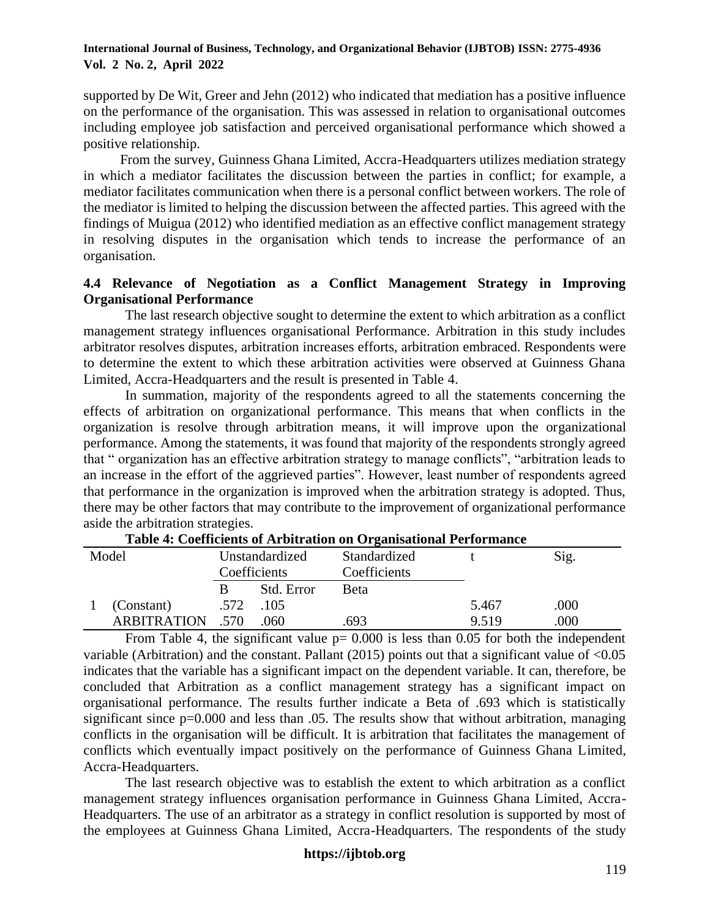supported by De Wit, Greer and Jehn (2012) who indicated that mediation has a positive influence on the performance of the organisation. This was assessed in relation to organisational outcomes including employee job satisfaction and perceived organisational performance which showed a positive relationship.

From the survey, Guinness Ghana Limited, Accra-Headquarters utilizes mediation strategy in which a mediator facilitates the discussion between the parties in conflict; for example, a mediator facilitates communication when there is a personal conflict between workers. The role of the mediator is limited to helping the discussion between the affected parties. This agreed with the findings of Muigua (2012) who identified mediation as an effective conflict management strategy in resolving disputes in the organisation which tends to increase the performance of an organisation.

### 4.4 Relevance of Negotiation as a Conflict Management Strategy in Improving Organisational Performance

The last research objective sought to determine the extent to which arbitration as a conflict management strategy influences organisational Performance. Arbitration in this study includes arbitrator resolves disputes, arbitration increases efforts, arbitration embraced. Respondents were to determine the extent to which these arbitration activities were observed at Guinness Ghana Limited, Accra-Headquarters and the result is presented in Table 4.

In summation, majority of the respondents agreed to all the statements concerning the effects of arbitration on organizational performance. This means that when conflicts in the organization is resolve through arbitration means, it will improve upon the organizational performance. Among the statements, it was found that majority of the respondents strongly agreed that " organization has an effective arbitration strategy to manage conflicts", "arbitration leads to an increase in the effort of the aggrieved parties". However, least number of respondents agreed that performance in the organization is improved when the arbitration strategy is adopted. Thus, there may be other factors that may contribute to the improvement of organizational performance aside the arbitration strategies.

**Table 4: Coefficients of Arbitration on Organisational Performance**

| Model | | Unstandardized Coefficients | | Standardized Coefficients | t | Sig. |
|---|---|---|---|---|---|---|
| | | B | Std. Error | Beta | | |
| 1 | (Constant) | .572 | .105 | | 5.467 | .000 |
| | ARBITRATION | .570 | .060 | .693 | 9.519 | .000 |

From Table 4, the significant value p= 0.000 is less than 0.05 for both the independent variable (Arbitration) and the constant. Pallant (2015) points out that a significant value of <0.05 indicates that the variable has a significant impact on the dependent variable. It can, therefore, be concluded that Arbitration as a conflict management strategy has a significant impact on organisational performance. The results further indicate a Beta of .693 which is statistically significant since p=0.000 and less than .05. The results show that without arbitration, managing conflicts in the organisation will be difficult. It is arbitration that facilitates the management of conflicts which eventually impact positively on the performance of Guinness Ghana Limited, Accra-Headquarters.

The last research objective was to establish the extent to which arbitration as a conflict management strategy influences organisation performance in Guinness Ghana Limited, Accra-Headquarters. The use of an arbitrator as a strategy in conflict resolution is supported by most of the employees at Guinness Ghana Limited, Accra-Headquarters. The respondents of the study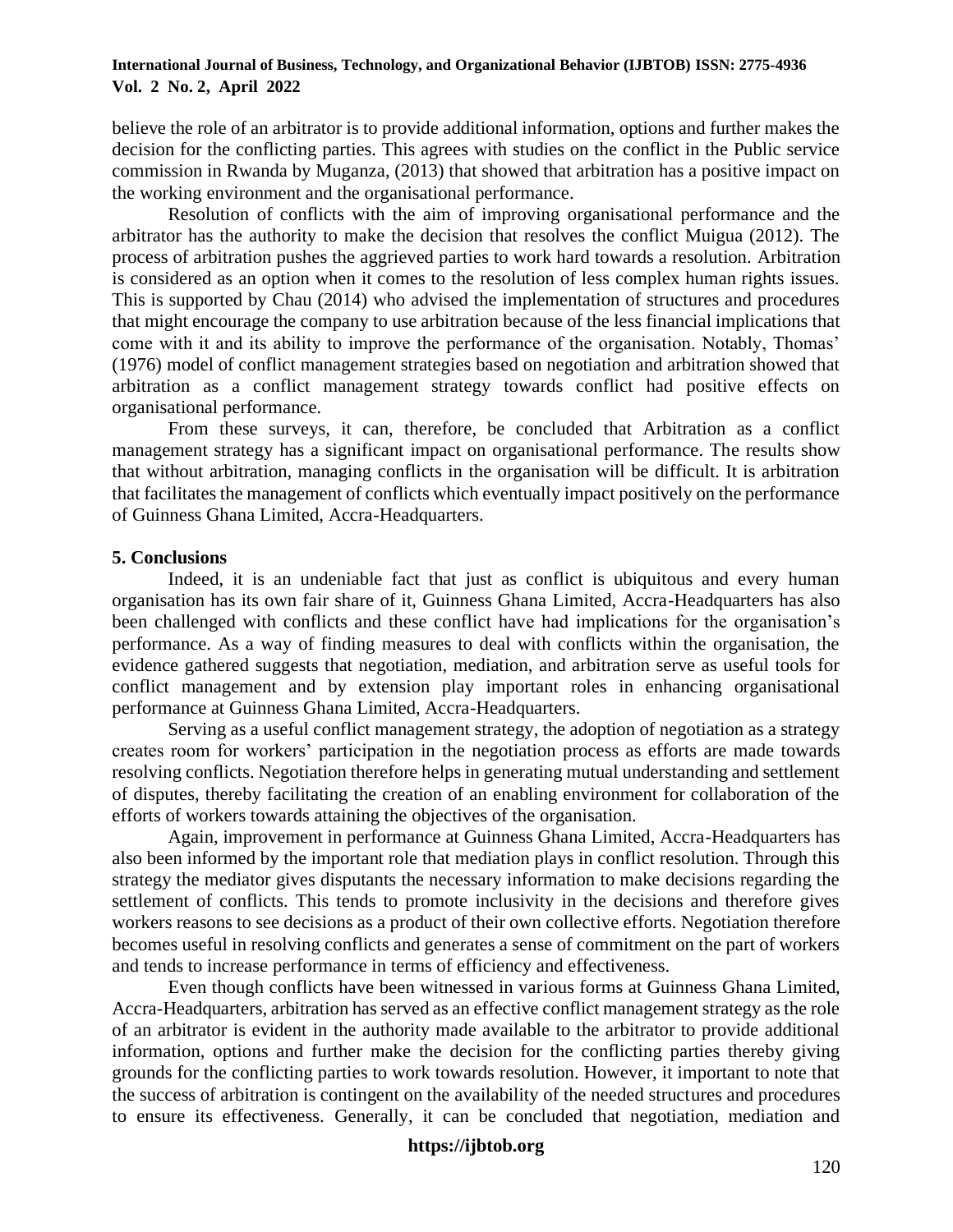believe the role of an arbitrator is to provide additional information, options and further makes the decision for the conflicting parties. This agrees with studies on the conflict in the Public service commission in Rwanda by Muganza, (2013) that showed that arbitration has a positive impact on the working environment and the organisational performance.

Resolution of conflicts with the aim of improving organisational performance and the arbitrator has the authority to make the decision that resolves the conflict Muigua (2012). The process of arbitration pushes the aggrieved parties to work hard towards a resolution. Arbitration is considered as an option when it comes to the resolution of less complex human rights issues. This is supported by Chau (2014) who advised the implementation of structures and procedures that might encourage the company to use arbitration because of the less financial implications that come with it and its ability to improve the performance of the organisation. Notably, Thomas' (1976) model of conflict management strategies based on negotiation and arbitration showed that arbitration as a conflict management strategy towards conflict had positive effects on organisational performance.

From these surveys, it can, therefore, be concluded that Arbitration as a conflict management strategy has a significant impact on organisational performance. The results show that without arbitration, managing conflicts in the organisation will be difficult. It is arbitration that facilitates the management of conflicts which eventually impact positively on the performance of Guinness Ghana Limited, Accra-Headquarters.

## 5. Conclusions

Indeed, it is an undeniable fact that just as conflict is ubiquitous and every human organisation has its own fair share of it, Guinness Ghana Limited, Accra-Headquarters has also been challenged with conflicts and these conflict have had implications for the organisation's performance. As a way of finding measures to deal with conflicts within the organisation, the evidence gathered suggests that negotiation, mediation, and arbitration serve as useful tools for conflict management and by extension play important roles in enhancing organisational performance at Guinness Ghana Limited, Accra-Headquarters.

Serving as a useful conflict management strategy, the adoption of negotiation as a strategy creates room for workers' participation in the negotiation process as efforts are made towards resolving conflicts. Negotiation therefore helps in generating mutual understanding and settlement of disputes, thereby facilitating the creation of an enabling environment for collaboration of the efforts of workers towards attaining the objectives of the organisation.

Again, improvement in performance at Guinness Ghana Limited, Accra-Headquarters has also been informed by the important role that mediation plays in conflict resolution. Through this strategy the mediator gives disputants the necessary information to make decisions regarding the settlement of conflicts. This tends to promote inclusivity in the decisions and therefore gives workers reasons to see decisions as a product of their own collective efforts. Negotiation therefore becomes useful in resolving conflicts and generates a sense of commitment on the part of workers and tends to increase performance in terms of efficiency and effectiveness.

Even though conflicts have been witnessed in various forms at Guinness Ghana Limited, Accra-Headquarters, arbitration has served as an effective conflict management strategy as the role of an arbitrator is evident in the authority made available to the arbitrator to provide additional information, options and further make the decision for the conflicting parties thereby giving grounds for the conflicting parties to work towards resolution. However, it important to note that the success of arbitration is contingent on the availability of the needed structures and procedures to ensure its effectiveness. Generally, it can be concluded that negotiation, mediation and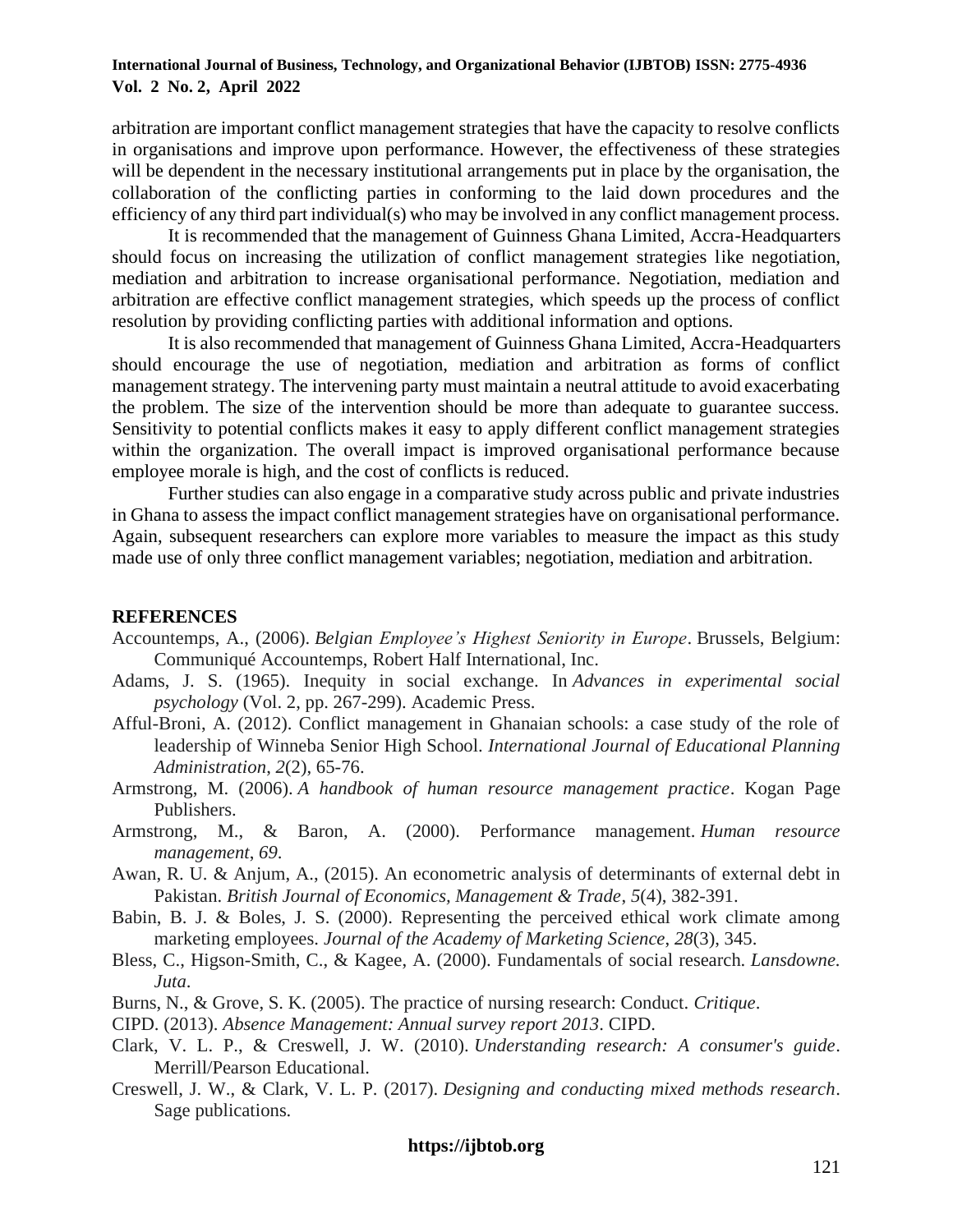arbitration are important conflict management strategies that have the capacity to resolve conflicts in organisations and improve upon performance. However, the effectiveness of these strategies will be dependent in the necessary institutional arrangements put in place by the organisation, the collaboration of the conflicting parties in conforming to the laid down procedures and the efficiency of any third part individual(s) who may be involved in any conflict management process.

It is recommended that the management of Guinness Ghana Limited, Accra-Headquarters should focus on increasing the utilization of conflict management strategies like negotiation, mediation and arbitration to increase organisational performance. Negotiation, mediation and arbitration are effective conflict management strategies, which speeds up the process of conflict resolution by providing conflicting parties with additional information and options.

It is also recommended that management of Guinness Ghana Limited, Accra-Headquarters should encourage the use of negotiation, mediation and arbitration as forms of conflict management strategy. The intervening party must maintain a neutral attitude to avoid exacerbating the problem. The size of the intervention should be more than adequate to guarantee success. Sensitivity to potential conflicts makes it easy to apply different conflict management strategies within the organization. The overall impact is improved organisational performance because employee morale is high, and the cost of conflicts is reduced.

Further studies can also engage in a comparative study across public and private industries in Ghana to assess the impact conflict management strategies have on organisational performance. Again, subsequent researchers can explore more variables to measure the impact as this study made use of only three conflict management variables; negotiation, mediation and arbitration.

## REFERENCES

Accountemps, A., (2006). *Belgian Employee's Highest Seniority in Europe*. Brussels, Belgium: Communiqué Accountemps, Robert Half International, Inc.

Adams, J. S. (1965). Inequity in social exchange. In *Advances in experimental social psychology* (Vol. 2, pp. 267-299). Academic Press.

Afful-Broni, A. (2012). Conflict management in Ghanaian schools: a case study of the role of leadership of Winneba Senior High School. *International Journal of Educational Planning Administration*, *2*(2), 65-76.

Armstrong, M. (2006). *A handbook of human resource management practice*. Kogan Page Publishers.

Armstrong, M., & Baron, A. (2000). Performance management. *Human resource management*, *69*.

Awan, R. U. & Anjum, A., (2015). An econometric analysis of determinants of external debt in Pakistan. *British Journal of Economics, Management & Trade*, *5*(4), 382-391.

Babin, B. J. & Boles, J. S. (2000). Representing the perceived ethical work climate among marketing employees. *Journal of the Academy of Marketing Science*, *28*(3), 345.

Bless, C., Higson-Smith, C., & Kagee, A. (2000). Fundamentals of social research. *Lansdowne. Juta*.

Burns, N., & Grove, S. K. (2005). The practice of nursing research: Conduct. *Critique*.

CIPD. (2013). *Absence Management: Annual survey report 2013*. CIPD.

Clark, V. L. P., & Creswell, J. W. (2010). *Understanding research: A consumer's guide*. Merrill/Pearson Educational.

Creswell, J. W., & Clark, V. L. P. (2017). *Designing and conducting mixed methods research*. Sage publications.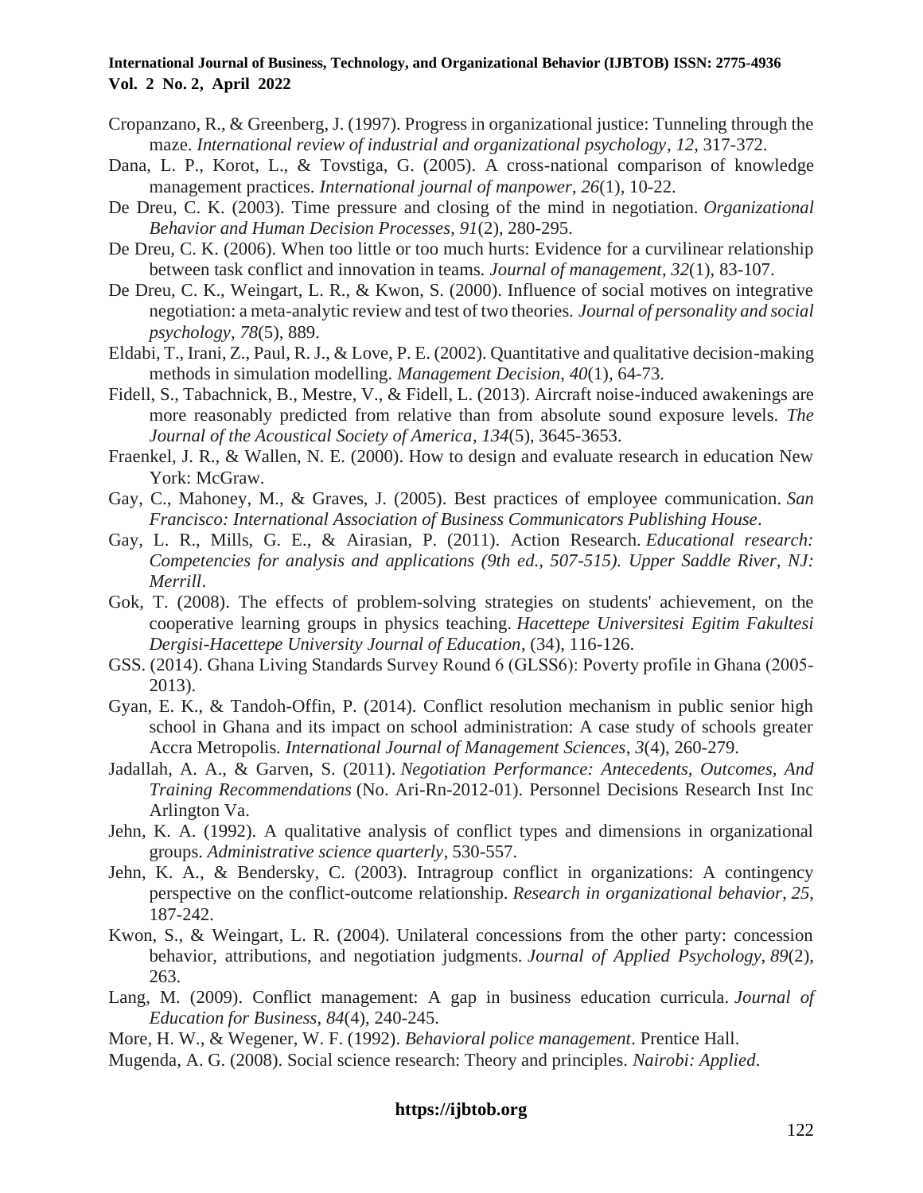Cropanzano, R., & Greenberg, J. (1997). Progress in organizational justice: Tunneling through the maze. *International review of industrial and organizational psychology*, *12*, 317-372.

Dana, L. P., Korot, L., & Tovstiga, G. (2005). A cross-national comparison of knowledge management practices. *International journal of manpower*, *26*(1), 10-22.

De Dreu, C. K. (2003). Time pressure and closing of the mind in negotiation. *Organizational Behavior and Human Decision Processes*, *91*(2), 280-295.

De Dreu, C. K. (2006). When too little or too much hurts: Evidence for a curvilinear relationship between task conflict and innovation in teams. *Journal of management*, *32*(1), 83-107.

De Dreu, C. K., Weingart, L. R., & Kwon, S. (2000). Influence of social motives on integrative negotiation: a meta-analytic review and test of two theories. *Journal of personality and social psychology*, *78*(5), 889.

Eldabi, T., Irani, Z., Paul, R. J., & Love, P. E. (2002). Quantitative and qualitative decision-making methods in simulation modelling. *Management Decision*, *40*(1), 64-73.

Fidell, S., Tabachnick, B., Mestre, V., & Fidell, L. (2013). Aircraft noise-induced awakenings are more reasonably predicted from relative than from absolute sound exposure levels. *The Journal of the Acoustical Society of America*, *134*(5), 3645-3653.

Fraenkel, J. R., & Wallen, N. E. (2000). How to design and evaluate research in education New York: McGraw.

Gay, C., Mahoney, M., & Graves, J. (2005). Best practices of employee communication. *San Francisco: International Association of Business Communicators Publishing House*.

Gay, L. R., Mills, G. E., & Airasian, P. (2011). Action Research. *Educational research: Competencies for analysis and applications (9th ed., 507-515). Upper Saddle River, NJ: Merrill*.

Gok, T. (2008). The effects of problem-solving strategies on students' achievement, on the cooperative learning groups in physics teaching. *Hacettepe Universitesi Egitim Fakultesi Dergisi-Hacettepe University Journal of Education*, (34), 116-126.

GSS. (2014). Ghana Living Standards Survey Round 6 (GLSS6): Poverty profile in Ghana (2005-2013).

Gyan, E. K., & Tandoh-Offin, P. (2014). Conflict resolution mechanism in public senior high school in Ghana and its impact on school administration: A case study of schools greater Accra Metropolis. *International Journal of Management Sciences*, *3*(4), 260-279.

Jadallah, A. A., & Garven, S. (2011). *Negotiation Performance: Antecedents, Outcomes, And Training Recommendations* (No. Ari-Rn-2012-01). Personnel Decisions Research Inst Inc Arlington Va.

Jehn, K. A. (1992). A qualitative analysis of conflict types and dimensions in organizational groups. *Administrative science quarterly*, 530-557.

Jehn, K. A., & Bendersky, C. (2003). Intragroup conflict in organizations: A contingency perspective on the conflict-outcome relationship. *Research in organizational behavior*, *25*, 187-242.

Kwon, S., & Weingart, L. R. (2004). Unilateral concessions from the other party: concession behavior, attributions, and negotiation judgments. *Journal of Applied Psychology*, *89*(2), 263.

Lang, M. (2009). Conflict management: A gap in business education curricula. *Journal of Education for Business*, *84*(4), 240-245.

More, H. W., & Wegener, W. F. (1992). *Behavioral police management*. Prentice Hall.

Mugenda, A. G. (2008). Social science research: Theory and principles. *Nairobi: Applied*.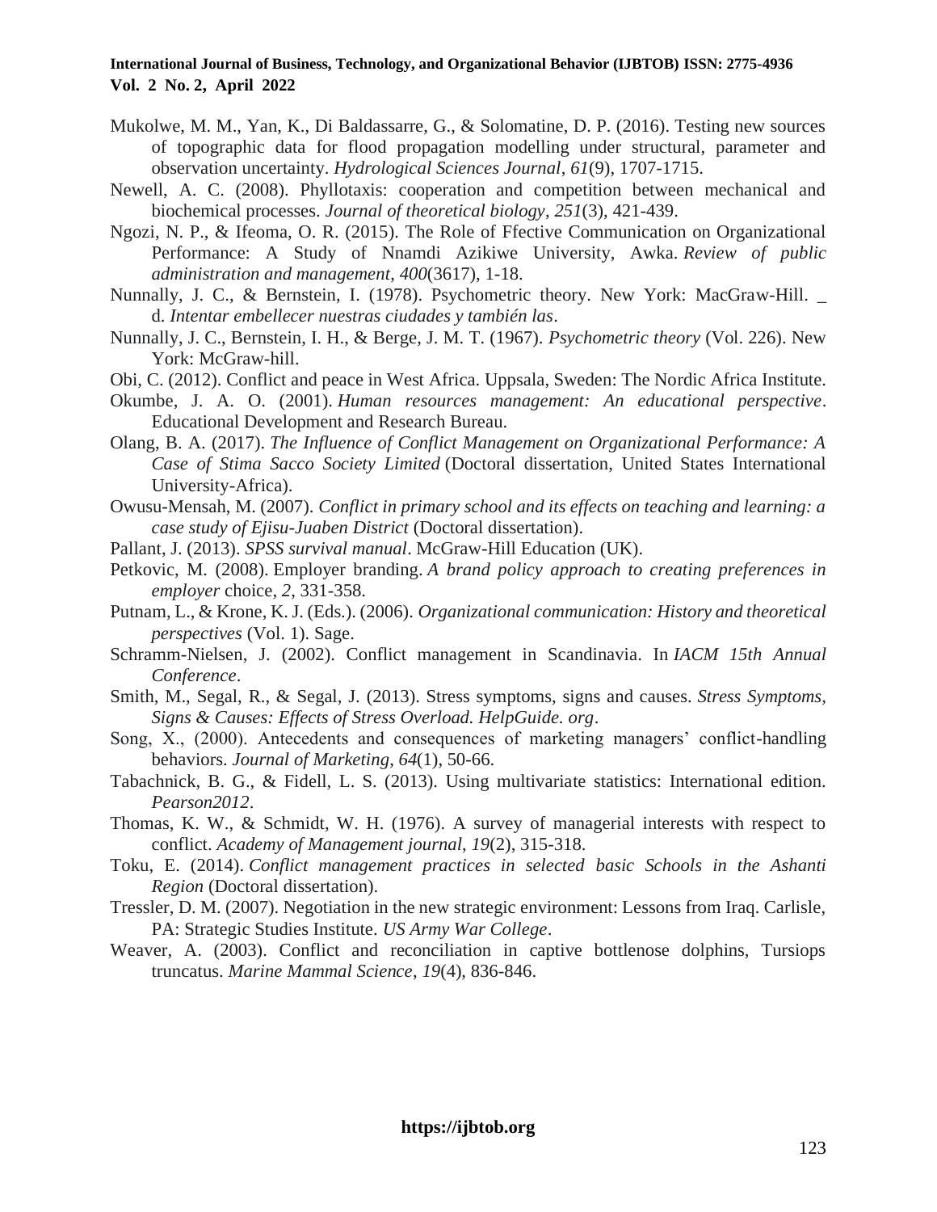Mukolwe, M. M., Yan, K., Di Baldassarre, G., & Solomatine, D. P. (2016). Testing new sources of topographic data for flood propagation modelling under structural, parameter and observation uncertainty. *Hydrological Sciences Journal*, *61*(9), 1707-1715.

Newell, A. C. (2008). Phyllotaxis: cooperation and competition between mechanical and biochemical processes. *Journal of theoretical biology*, *251*(3), 421-439.

Ngozi, N. P., & Ifeoma, O. R. (2015). The Role of Ffective Communication on Organizational Performance: A Study of Nnamdi Azikiwe University, Awka. *Review of public administration and management*, *400*(3617), 1-18.

Nunnally, J. C., & Bernstein, I. (1978). Psychometric theory. New York: MacGraw-Hill. _ d. *Intentar embellecer nuestras ciudades y también las*.

Nunnally, J. C., Bernstein, I. H., & Berge, J. M. T. (1967). *Psychometric theory* (Vol. 226). New York: McGraw-hill.

Obi, C. (2012). Conflict and peace in West Africa. Uppsala, Sweden: The Nordic Africa Institute.

Okumbe, J. A. O. (2001). *Human resources management: An educational perspective*. Educational Development and Research Bureau.

Olang, B. A. (2017). *The Influence of Conflict Management on Organizational Performance: A Case of Stima Sacco Society Limited* (Doctoral dissertation, United States International University-Africa).

Owusu-Mensah, M. (2007). *Conflict in primary school and its effects on teaching and learning: a case study of Ejisu-Juaben District* (Doctoral dissertation).

Pallant, J. (2013). *SPSS survival manual*. McGraw-Hill Education (UK).

Petkovic, M. (2008). Employer branding. *A brand policy approach to creating preferences in employer* choice, *2*, 331-358.

Putnam, L., & Krone, K. J. (Eds.). (2006). *Organizational communication: History and theoretical perspectives* (Vol. 1). Sage.

Schramm-Nielsen, J. (2002). Conflict management in Scandinavia. In *IACM 15th Annual Conference*.

Smith, M., Segal, R., & Segal, J. (2013). Stress symptoms, signs and causes. *Stress Symptoms, Signs & Causes: Effects of Stress Overload. HelpGuide. org*.

Song, X., (2000). Antecedents and consequences of marketing managers' conflict-handling behaviors. *Journal of Marketing*, *64*(1), 50-66.

Tabachnick, B. G., & Fidell, L. S. (2013). Using multivariate statistics: International edition. *Pearson2012*.

Thomas, K. W., & Schmidt, W. H. (1976). A survey of managerial interests with respect to conflict. *Academy of Management journal*, *19*(2), 315-318.

Toku, E. (2014). *Conflict management practices in selected basic Schools in the Ashanti Region* (Doctoral dissertation).

Tressler, D. M. (2007). Negotiation in the new strategic environment: Lessons from Iraq. Carlisle, PA: Strategic Studies Institute. *US Army War College*.

Weaver, A. (2003). Conflict and reconciliation in captive bottlenose dolphins, Tursiops truncatus. *Marine Mammal Science*, *19*(4), 836-846.